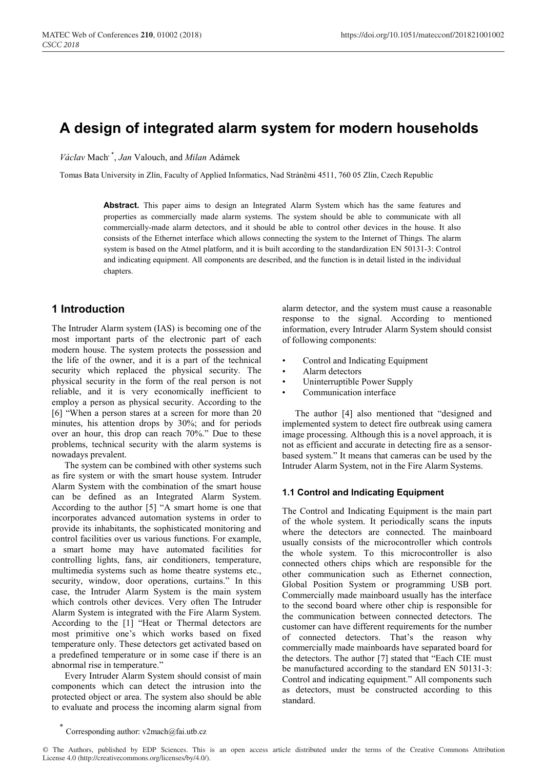# A design of integrated alarm system for modern households

*Václav* Mach[*], *Jan* Valouch, and *Milan* Adámek

Tomas Bata University in Zlín, Faculty of Applied Informatics, Nad Stráněmi 4511, 760 05 Zlín, Czech Republic

**Abstract.** This paper aims to design an Integrated Alarm System which has the same features and properties as commercially made alarm systems. The system should be able to communicate with all commercially-made alarm detectors, and it should be able to control other devices in the house. It also consists of the Ethernet interface which allows connecting the system to the Internet of Things. The alarm system is based on the Atmel platform, and it is built according to the standardization EN 50131-3: Control and indicating equipment. All components are described, and the function is in detail listed in the individual chapters.

## 1 Introduction

The Intruder Alarm system (IAS) is becoming one of the most important parts of the electronic part of each modern house. The system protects the possession and the life of the owner, and it is a part of the technical security which replaced the physical security. The physical security in the form of the real person is not reliable, and it is very economically inefficient to employ a person as physical security. According to the [6] "When a person stares at a screen for more than 20 minutes, his attention drops by 30%; and for periods over an hour, this drop can reach 70%." Due to these problems, technical security with the alarm systems is nowadays prevalent.

The system can be combined with other systems such as fire system or with the smart house system. Intruder Alarm System with the combination of the smart house can be defined as an Integrated Alarm System. According to the author [5] "A smart home is one that incorporates advanced automation systems in order to provide its inhabitants, the sophisticated monitoring and control facilities over us various functions. For example, a smart home may have automated facilities for controlling lights, fans, air conditioners, temperature, multimedia systems such as home theatre systems etc., security, window, door operations, curtains." In this case, the Intruder Alarm System is the main system which controls other devices. Very often The Intruder Alarm System is integrated with the Fire Alarm System. According to the [1] "Heat or Thermal detectors are most primitive one's which works based on fixed temperature only. These detectors get activated based on a predefined temperature or in some case if there is an abnormal rise in temperature."

Every Intruder Alarm System should consist of main components which can detect the intrusion into the protected object or area. The system also should be able to evaluate and process the incoming alarm signal from alarm detector, and the system must cause a reasonable response to the signal. According to mentioned information, every Intruder Alarm System should consist of following components:

- Control and Indicating Equipment
- Alarm detectors
- Uninterruptible Power Supply
- Communication interface

The author [4] also mentioned that "designed and implemented system to detect fire outbreak using camera image processing. Although this is a novel approach, it is not as efficient and accurate in detecting fire as a sensor-based system." It means that cameras can be used by the Intruder Alarm System, not in the Fire Alarm Systems.

### 1.1 Control and Indicating Equipment

The Control and Indicating Equipment is the main part of the whole system. It periodically scans the inputs where the detectors are connected. The mainboard usually consists of the microcontroller which controls the whole system. To this microcontroller is also connected others chips which are responsible for the other communication such as Ethernet connection, Global Position System or programming USB port. Commercially made mainboard usually has the interface to the second board where other chip is responsible for the communication between connected detectors. The customer can have different requirements for the number of connected detectors. That's the reason why commercially made mainboards have separated board for the detectors. The author [7] stated that "Each CIE must be manufactured according to the standard EN 50131-3: Control and indicating equipment." All components such as detectors, must be constructed according to this standard.

[*] Corresponding author: v2mach@fai.utb.cz

© The Authors, published by EDP Sciences. This is an open access article distributed under the terms of the Creative Commons Attribution License 4.0 (http://creativecommons.org/licenses/by/4.0/).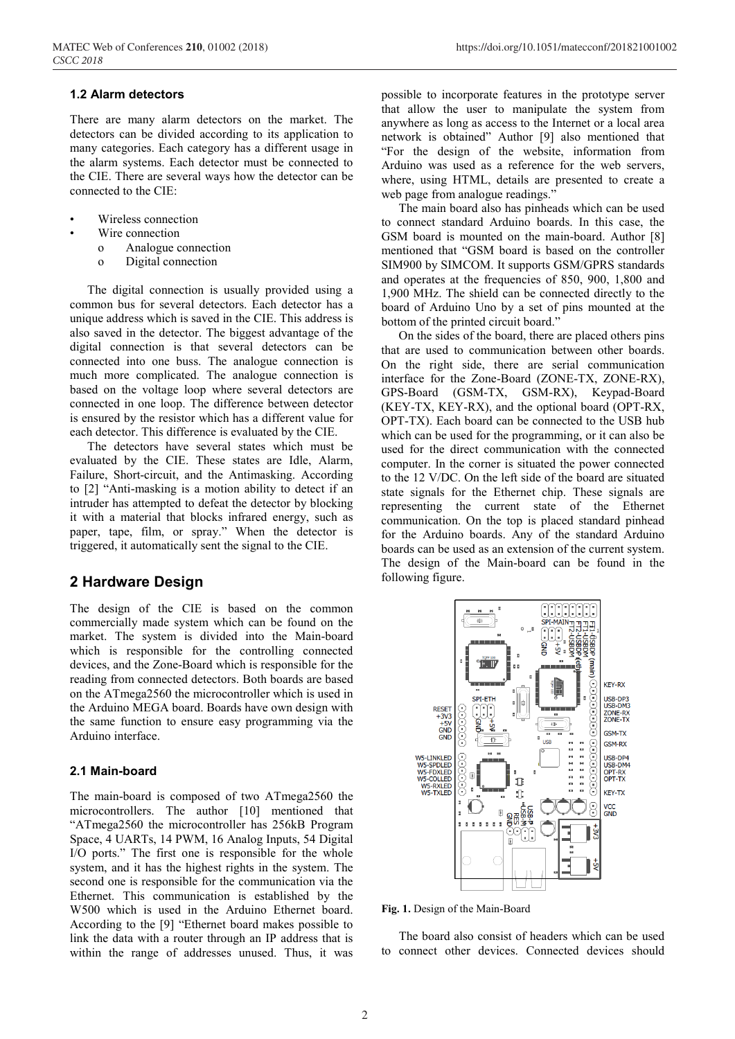### 1.2 Alarm detectors

There are many alarm detectors on the market. The detectors can be divided according to its application to many categories. Each category has a different usage in the alarm systems. Each detector must be connected to the CIE. There are several ways how the detector can be connected to the CIE:

- Wireless connection
- Wire connection
    - Analogue connection
    - Digital connection

The digital connection is usually provided using a common bus for several detectors. Each detector has a unique address which is saved in the CIE. This address is also saved in the detector. The biggest advantage of the digital connection is that several detectors can be connected into one buss. The analogue connection is much more complicated. The analogue connection is based on the voltage loop where several detectors are connected in one loop. The difference between detector is ensured by the resistor which has a different value for each detector. This difference is evaluated by the CIE.

The detectors have several states which must be evaluated by the CIE. These states are Idle, Alarm, Failure, Short-circuit, and the Antimasking. According to [2] "Anti-masking is a motion ability to detect if an intruder has attempted to defeat the detector by blocking it with a material that blocks infrared energy, such as paper, tape, film, or spray." When the detector is triggered, it automatically sent the signal to the CIE.

## 2 Hardware Design

The design of the CIE is based on the common commercially made system which can be found on the market. The system is divided into the Main-board which is responsible for the controlling connected devices, and the Zone-Board which is responsible for the reading from connected detectors. Both boards are based on the ATmega2560 the microcontroller which is used in the Arduino MEGA board. Boards have own design with the same function to ensure easy programming via the Arduino interface.

### 2.1 Main-board

The main-board is composed of two ATmega2560 the microcontrollers. The author [10] mentioned that "ATmega2560 the microcontroller has 256kB Program Space, 4 UARTs, 14 PWM, 16 Analog Inputs, 54 Digital I/O ports." The first one is responsible for the whole system, and it has the highest rights in the system. The second one is responsible for the communication via the Ethernet. This communication is established by the W500 which is used in the Arduino Ethernet board. According to the [9] "Ethernet board makes possible to link the data with a router through an IP address that is within the range of addresses unused. Thus, it was possible to incorporate features in the prototype server that allow the user to manipulate the system from anywhere as long as access to the Internet or a local area network is obtained" Author [9] also mentioned that "For the design of the website, information from Arduino was used as a reference for the web servers, where, using HTML, details are presented to create a web page from analogue readings."

The main board also has pinheads which can be used to connect standard Arduino boards. In this case, the GSM board is mounted on the main-board. Author [8] mentioned that "GSM board is based on the controller SIM900 by SIMCOM. It supports GSM/GPRS standards and operates at the frequencies of 850, 900, 1,800 and 1,900 MHz. The shield can be connected directly to the board of Arduino Uno by a set of pins mounted at the bottom of the printed circuit board."

On the sides of the board, there are placed others pins that are used to communication between other boards. On the right side, there are serial communication interface for the Zone-Board (ZONE-TX, ZONE-RX), GPS-Board (GSM-TX, GSM-RX), Keypad-Board (KEY-TX, KEY-RX), and the optional board (OPT-RX, OPT-TX). Each board can be connected to the USB hub which can be used for the programming, or it can also be used for the direct communication with the connected computer. In the corner is situated the power connected to the 12 V/DC. On the left side of the board are situated state signals for the Ethernet chip. These signals are representing the current state of the Ethernet communication. On the top is placed standard pinhead for the Arduino boards. Any of the standard Arduino boards can be used as an extension of the current system. The design of the Main-board can be found in the following figure.

**Fig. 1.** Design of the Main-Board

The board also consist of headers which can be used to connect other devices. Connected devices should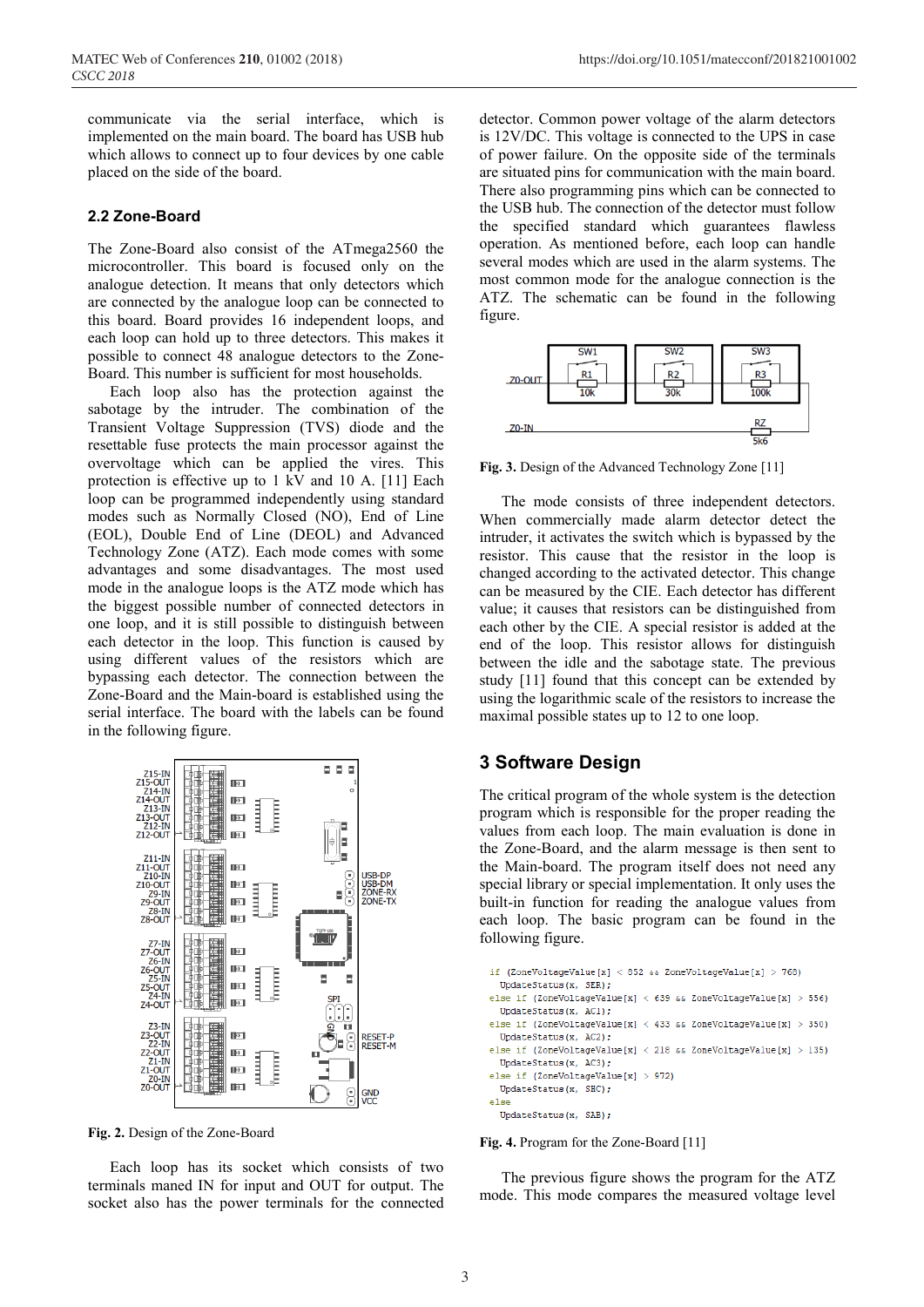communicate via the serial interface, which is implemented on the main board. The board has USB hub which allows to connect up to four devices by one cable placed on the side of the board.

## 2.2 Zone-Board

The Zone-Board also consist of the ATmega2560 the microcontroller. This board is focused only on the analogue detection. It means that only detectors which are connected by the analogue loop can be connected to this board. Board provides 16 independent loops, and each loop can hold up to three detectors. This makes it possible to connect 48 analogue detectors to the Zone-Board. This number is sufficient for most households.

Each loop also has the protection against the sabotage by the intruder. The combination of the Transient Voltage Suppression (TVS) diode and the resettable fuse protects the main processor against the overvoltage which can be applied the vires. This protection is effective up to 1 kV and 10 A. [11] Each loop can be programmed independently using standard modes such as Normally Closed (NO), End of Line (EOL), Double End of Line (DEOL) and Advanced Technology Zone (ATZ). Each mode comes with some advantages and some disadvantages. The most used mode in the analogue loops is the ATZ mode which has the biggest possible number of connected detectors in one loop, and it is still possible to distinguish between each detector in the loop. This function is caused by using different values of the resistors which are bypassing each detector. The connection between the Zone-Board and the Main-board is established using the serial interface. The board with the labels can be found in the following figure.

**Fig. 2.** Design of the Zone-Board

Each loop has its socket which consists of two terminals maned IN for input and OUT for output. The socket also has the power terminals for the connected detector. Common power voltage of the alarm detectors is 12V/DC. This voltage is connected to the UPS in case of power failure. On the opposite side of the terminals are situated pins for communication with the main board. There also programming pins which can be connected to the USB hub. The connection of the detector must follow the specified standard which guarantees flawless operation. As mentioned before, each loop can handle several modes which are used in the alarm systems. The most common mode for the analogue connection is the ATZ. The schematic can be found in the following figure.

**Fig. 3.** Design of the Advanced Technology Zone [11]

The mode consists of three independent detectors. When commercially made alarm detector detect the intruder, it activates the switch which is bypassed by the resistor. This cause that the resistor in the loop is changed according to the activated detector. This change can be measured by the CIE. Each detector has different value; it causes that resistors can be distinguished from each other by the CIE. A special resistor is added at the end of the loop. This resistor allows for distinguish between the idle and the sabotage state. The previous study [11] found that this concept can be extended by using the logarithmic scale of the resistors to increase the maximal possible states up to 12 to one loop.

# 3 Software Design

The critical program of the whole system is the detection program which is responsible for the proper reading the values from each loop. The main evaluation is done in the Zone-Board, and the alarm message is then sent to the Main-board. The program itself does not need any special library or special implementation. It only uses the built-in function for reading the analogue values from each loop. The basic program can be found in the following figure.

```
if (ZoneVoltageValue[x] < 852 && ZoneVoltageValue[x] > 768)
  UpdateStatus(x, SER);
else if (ZoneVoltageValue[x] < 639 && ZoneVoltageValue[x] > 556)
  UpdateStatus(x, AC1);
else if (ZoneVoltageValue[x] < 433 && ZoneVoltageValue[x] > 350)
  UpdateStatus(x, AC2);
else if (ZoneVoltageValue[x] < 218 && ZoneVoltageValue[x] > 135)
  UpdateStatus(x, AC3);
else if (ZoneVoltageValue[x] > 972)
  UpdateStatus(x, SHC);
else
  UpdateStatus(x, SAB);
```

**Fig. 4.** Program for the Zone-Board [11]

The previous figure shows the program for the ATZ mode. This mode compares the measured voltage level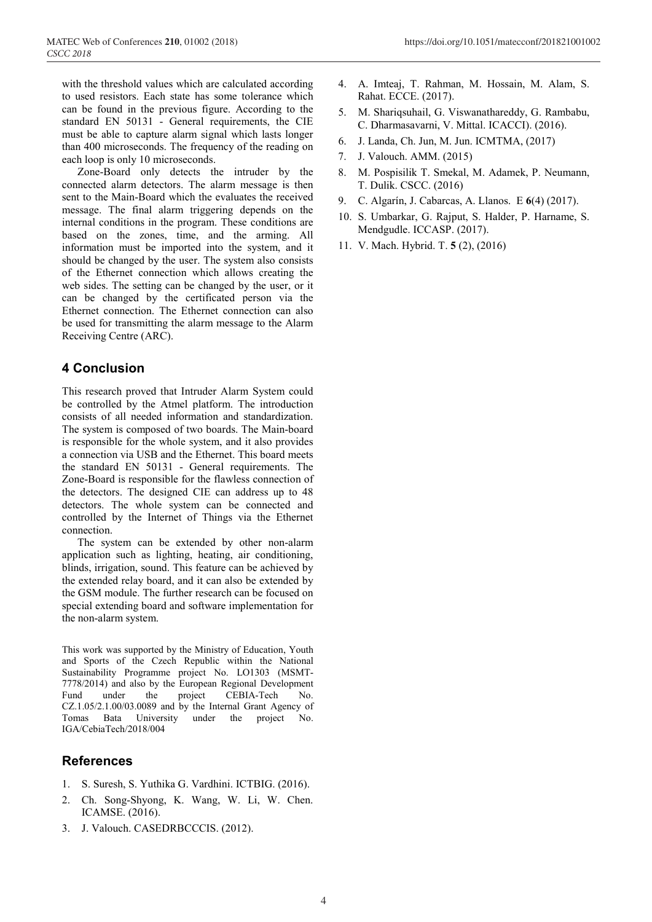with the threshold values which are calculated according to used resistors. Each state has some tolerance which can be found in the previous figure. According to the standard EN 50131 - General requirements, the CIE must be able to capture alarm signal which lasts longer than 400 microseconds. The frequency of the reading on each loop is only 10 microseconds.

Zone-Board only detects the intruder by the connected alarm detectors. The alarm message is then sent to the Main-Board which the evaluates the received message. The final alarm triggering depends on the internal conditions in the program. These conditions are based on the zones, time, and the arming. All information must be imported into the system, and it should be changed by the user. The system also consists of the Ethernet connection which allows creating the web sides. The setting can be changed by the user, or it can be changed by the certificated person via the Ethernet connection. The Ethernet connection can also be used for transmitting the alarm message to the Alarm Receiving Centre (ARC).

## 4 Conclusion

This research proved that Intruder Alarm System could be controlled by the Atmel platform. The introduction consists of all needed information and standardization. The system is composed of two boards. The Main-board is responsible for the whole system, and it also provides a connection via USB and the Ethernet. This board meets the standard EN 50131 - General requirements. The Zone-Board is responsible for the flawless connection of the detectors. The designed CIE can address up to 48 detectors. The whole system can be connected and controlled by the Internet of Things via the Ethernet connection.

The system can be extended by other non-alarm application such as lighting, heating, air conditioning, blinds, irrigation, sound. This feature can be achieved by the extended relay board, and it can also be extended by the GSM module. The further research can be focused on special extending board and software implementation for the non-alarm system.

This work was supported by the Ministry of Education, Youth and Sports of the Czech Republic within the National Sustainability Programme project No. LO1303 (MSMT-7778/2014) and also by the European Regional Development Fund under the project CEBIA-Tech No. CZ.1.05/2.1.00/03.0089 and by the Internal Grant Agency of Tomas Bata University under the project No. IGA/CebiaTech/2018/004

## References

1. S. Suresh, S. Yuthika G. Vardhini. ICTBIG. (2016).
2. Ch. Song-Shyong, K. Wang, W. Li, W. Chen. ICAMSE. (2016).
3. J. Valouch. CASEDRBCCCIS. (2012).
4. A. Imteaj, T. Rahman, M. Hossain, M. Alam, S. Rahat. ECCE. (2017).
5. M. Shariqsuhail, G. Viswanathareddy, G. Rambabu, C. Dharmasavarni, V. Mittal. ICACCI). (2016).
6. J. Landa, Ch. Jun, M. Jun. ICMTMA, (2017)
7. J. Valouch. AMM. (2015)
8. M. Pospisilik T. Smekal, M. Adamek, P. Neumann, T. Dulik. CSCC. (2016)
9. C. Algarín, J. Cabarcas, A. Llanos. E **6**(4) (2017).
10. S. Umbarkar, G. Rajput, S. Halder, P. Harname, S. Mendgudle. ICCASP. (2017).
11. V. Mach. Hybrid. T. **5** (2), (2016)